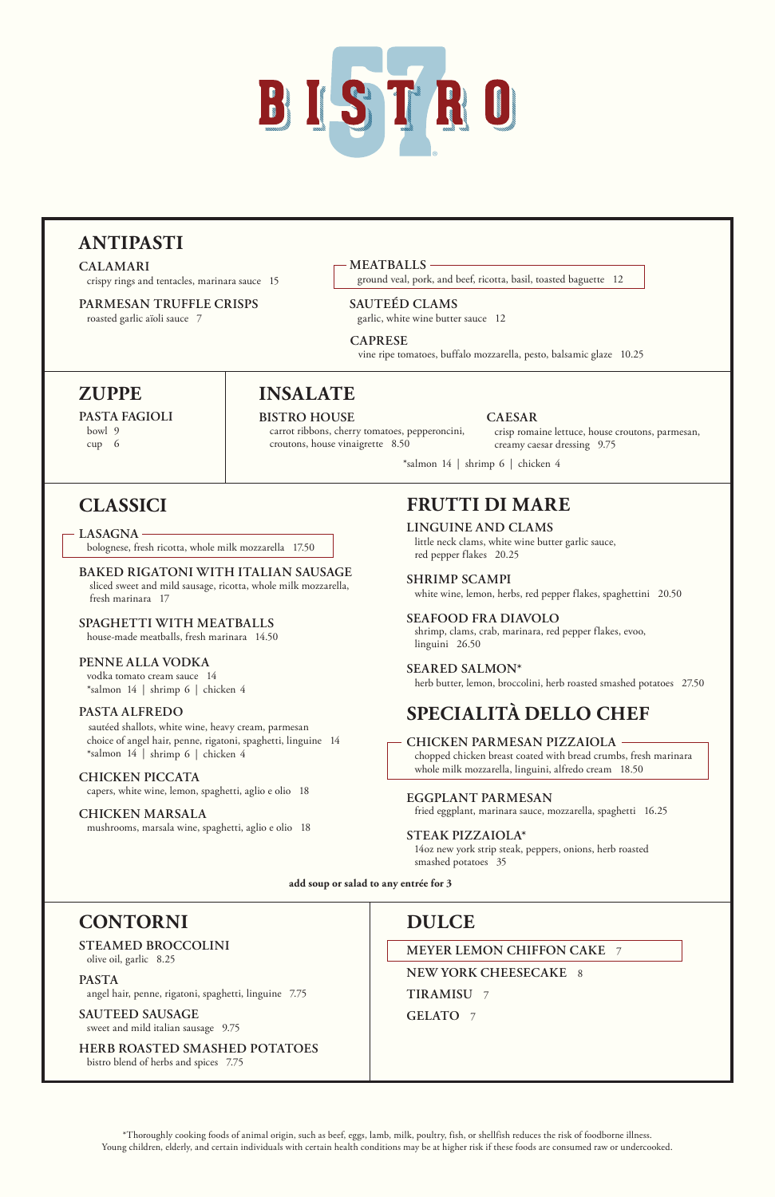# BISTRO 57

## ANTIPASTI

**CALAMARI**
crispy rings and tentacles, marinara sauce 15

**PARMESAN TRUFFLE CRISPS**
roasted garlic aïoli sauce 7

**MEATBALLS**
ground veal, pork, and beef, ricotta, basil, toasted baguette 12

**SAUTEÉD CLAMS**
garlic, white wine butter sauce 12

**CAPRESE**
vine ripe tomatoes, buffalo mozzarella, pesto, balsamic glaze 10.25

## ZUPPE

**PASTA FAGIOLI**
bowl 9
cup 6

## INSALATE

**BISTRO HOUSE**
carrot ribbons, cherry tomatoes, pepperoncini, croutons, house vinaigrette 8.50

**CAESAR**
crisp romaine lettuce, house croutons, parmesan, creamy caesar dressing 9.75

*salmon 14 | shrimp 6 | chicken 4

## CLASSICI

**LASAGNA**
bolognese, fresh ricotta, whole milk mozzarella 17.50

**BAKED RIGATONI WITH ITALIAN SAUSAGE**
sliced sweet and mild sausage, ricotta, whole milk mozzarella, fresh marinara 17

**SPAGHETTI WITH MEATBALLS**
house-made meatballs, fresh marinara 14.50

**PENNE ALLA VODKA**
vodka tomato cream sauce 14
*salmon 14 | shrimp 6 | chicken 4

**PASTA ALFREDO**
sautéed shallots, white wine, heavy cream, parmesan
choice of angel hair, penne, rigatoni, spaghetti, linguine 14
*salmon 14 | shrimp 6 | chicken 4

**CHICKEN PICCATA**
capers, white wine, lemon, spaghetti, aglio e olio 18

**CHICKEN MARSALA**
mushrooms, marsala wine, spaghetti, aglio e olio 18

## FRUTTI DI MARE

**LINGUINE AND CLAMS**
little neck clams, white wine butter garlic sauce, red pepper flakes 20.25

**SHRIMP SCAMPI**
white wine, lemon, herbs, red pepper flakes, spaghettini 20.50

**SEAFOOD FRA DIAVOLO**
shrimp, clams, crab, marinara, red pepper flakes, evoo, linguini 26.50

**SEARED SALMON***
herb butter, lemon, broccolini, herb roasted smashed potatoes 27.50

## SPECIALITÀ DELLO CHEF

**CHICKEN PARMESAN PIZZAIOLA**
chopped chicken breast coated with bread crumbs, fresh marinara whole milk mozzarella, linguini, alfredo cream 18.50

**EGGPLANT PARMESAN**
fried eggplant, marinara sauce, mozzarella, spaghetti 16.25

**STEAK PIZZAIOLA***
14oz new york strip steak, peppers, onions, herb roasted smashed potatoes 35

**add soup or salad to any entrée for 3**

## CONTORNI

**STEAMED BROCCOLINI**
olive oil, garlic 8.25

**PASTA**
angel hair, penne, rigatoni, spaghetti, linguine 7.75

**SAUTEED SAUSAGE**
sweet and mild italian sausage 9.75

**HERB ROASTED SMASHED POTATOES**
bistro blend of herbs and spices 7.75

## DULCE

**MEYER LEMON CHIFFON CAKE** 7

**NEW YORK CHEESECAKE** 8

**TIRAMISU** 7

**GELATO** 7

*Thoroughly cooking foods of animal origin, such as beef, eggs, lamb, milk, poultry, fish, or shellfish reduces the risk of foodborne illness. Young children, elderly, and certain individuals with certain health conditions may be at higher risk if these foods are consumed raw or undercooked.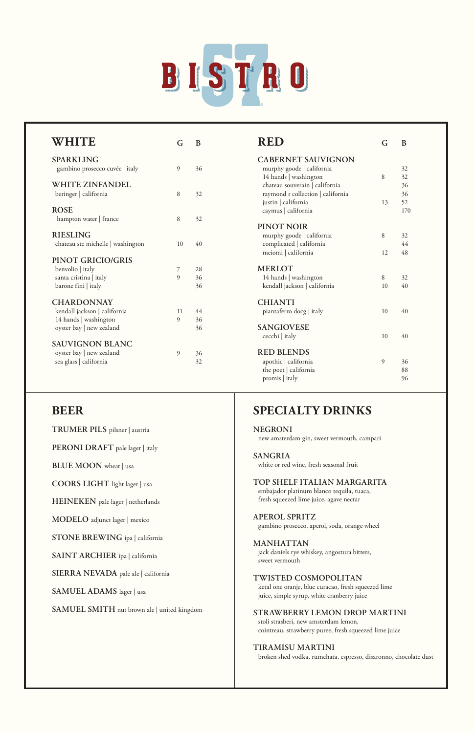# BISTRO 57

## WHITE

| | G | B |
|---|---|---|
| **SPARKLING** | | |
| gambino prosecco cuvée \| italy | 9 | 36 |
| **WHITE ZINFANDEL** | | |
| beringer \| california | 8 | 32 |
| **ROSE** | | |
| hampton water \| france | 8 | 32 |
| **RIESLING** | | |
| chateau ste michelle \| washington | 10 | 40 |
| **PINOT GRICIO/GRIS** | | |
| benvolio \| italy | 7 | 28 |
| santa cristina \| italy | 9 | 36 |
| barone fini \| italy | | 36 |
| **CHARDONNAY** | | |
| kendall jackson \| california | 11 | 44 |
| 14 hands \| washington | 9 | 36 |
| oyster bay \| new zealand | | 36 |
| **SAUVIGNON BLANC** | | |
| oyster bay \| new zealand | 9 | 36 |
| sea glass \| california | | 32 |

## RED

| | G | B |
|---|---|---|
| **CABERNET SAUVIGNON** | | |
| murphy goode \| california | | 32 |
| 14 hands \| washington | 8 | 32 |
| chateau souverain \| california | | 36 |
| raymond r collection \| california | | 36 |
| justin \| california | 13 | 52 |
| caymus \| california | | 170 |
| **PINOT NOIR** | | |
| murphy goode \| california | 8 | 32 |
| complicated \| california | | 44 |
| meiomi \| california | 12 | 48 |
| **MERLOT** | | |
| 14 hands \| washington | 8 | 32 |
| kendall jackson \| california | 10 | 40 |
| **CHIANTI** | | |
| piantaferro docg \| italy | 10 | 40 |
| **SANGIOVESE** | | |
| cecchi \| italy | 10 | 40 |
| **RED BLENDS** | | |
| apothic \| california | 9 | 36 |
| the poet \| california | | 88 |
| promis \| italy | | 96 |

## BEER

**TRUMER PILS** pilsner | austria

**PERONI DRAFT** pale lager | italy

**BLUE MOON** wheat | usa

**COORS LIGHT** light lager | usa

**HEINEKEN** pale lager | netherlands

**MODELO** adjunct lager | mexico

**STONE BREWING** ipa | california

**SAINT ARCHIER** ipa | california

**SIERRA NEVADA** pale ale | california

**SAMUEL ADAMS** lager | usa

**SAMUEL SMITH** nut brown ale | united kingdom

## SPECIALTY DRINKS

**NEGRONI**
new amsterdam gin, sweet vermouth, campari

**SANGRIA**
white or red wine, fresh seasonal fruit

**TOP SHELF ITALIAN MARGARITA**
embajador platinum blanco tequila, tuaca, fresh squeezed lime juice, agave nectar

**APEROL SPRITZ**
gambino prosecco, aperol, soda, orange wheel

**MANHATTAN**
jack daniels rye whiskey, angostura bitters, sweet vermouth

**TWISTED COSMOPOLITAN**
ketal one oranje, blue curacao, fresh squeezed lime juice, simple syrup, white cranberry juice

**STRAWBERRY LEMON DROP MARTINI**
stoli strasberi, new amsterdam lemon, cointreau, strawberry puree, fresh squeezed lime juice

**TIRAMISU MARTINI**
broken shed vodka, rumchata, espresso, disaronno, chocolate dust